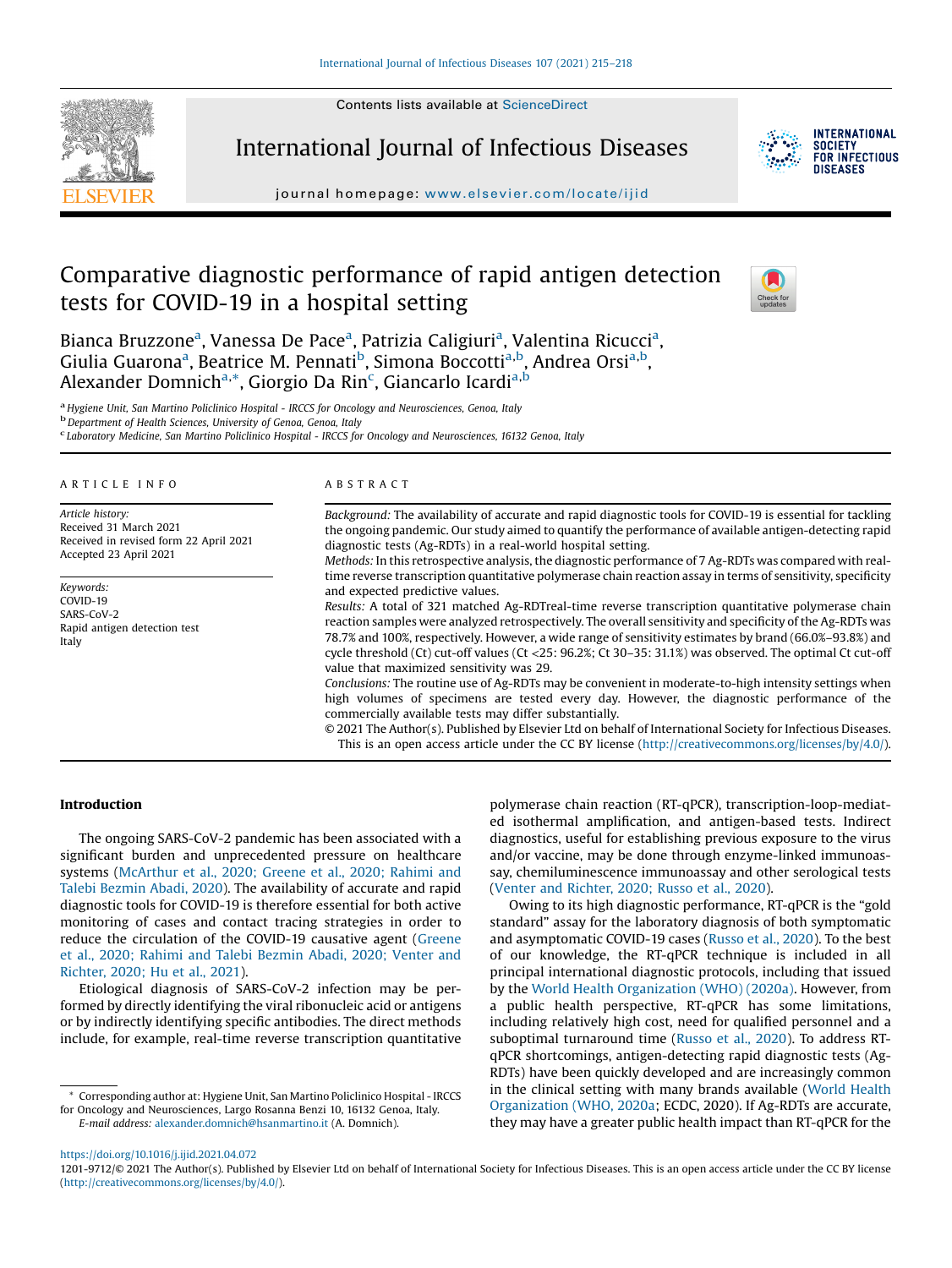# Comparative diagnostic performance of rapid antigen detection tests for COVID-19 in a hospital setting

Bianca Bruzzone[a], Vanessa De Pace[a], Patrizia Caligiuri[a], Valentina Ricucci[a], Giulia Guarona[a], Beatrice M. Pennati[b], Simona Boccotti[a,b], Andrea Orsi[a,b], Alexander Domnich[a,*], Giorgio Da Rin[c], Giancarlo Icardi[a,b]

[a] Hygiene Unit, San Martino Policlinico Hospital - IRCCS for Oncology and Neurosciences, Genoa, Italy
[b] Department of Health Sciences, University of Genoa, Genoa, Italy
[c] Laboratory Medicine, San Martino Policlinico Hospital - IRCCS for Oncology and Neurosciences, 16132 Genoa, Italy

## ARTICLE INFO

*Article history:*
Received 31 March 2021
Received in revised form 22 April 2021
Accepted 23 April 2021

*Keywords:*
COVID-19
SARS-CoV-2
Rapid antigen detection test
Italy

## ABSTRACT

*Background:* The availability of accurate and rapid diagnostic tools for COVID-19 is essential for tackling the ongoing pandemic. Our study aimed to quantify the performance of available antigen-detecting rapid diagnostic tests (Ag-RDTs) in a real-world hospital setting.

*Methods:* In this retrospective analysis, the diagnostic performance of 7 Ag-RDTs was compared with real-time reverse transcription quantitative polymerase chain reaction assay in terms of sensitivity, specificity and expected predictive values.

*Results:* A total of 321 matched Ag-RDTreal-time reverse transcription quantitative polymerase chain reaction samples were analyzed retrospectively. The overall sensitivity and specificity of the Ag-RDTs was 78.7% and 100%, respectively. However, a wide range of sensitivity estimates by brand (66.0%–93.8%) and cycle threshold (Ct) cut-off values (Ct <25: 96.2%; Ct 30–35: 31.1%) was observed. The optimal Ct cut-off value that maximized sensitivity was 29.

*Conclusions:* The routine use of Ag-RDTs may be convenient in moderate-to-high intensity settings when high volumes of specimens are tested every day. However, the diagnostic performance of the commercially available tests may differ substantially.

© 2021 The Author(s). Published by Elsevier Ltd on behalf of International Society for Infectious Diseases. This is an open access article under the CC BY license (http://creativecommons.org/licenses/by/4.0/).

## Introduction

The ongoing SARS-CoV-2 pandemic has been associated with a significant burden and unprecedented pressure on healthcare systems (McArthur et al., 2020; Greene et al., 2020; Rahimi and Talebi Bezmin Abadi, 2020). The availability of accurate and rapid diagnostic tools for COVID-19 is therefore essential for both active monitoring of cases and contact tracing strategies in order to reduce the circulation of the COVID-19 causative agent (Greene et al., 2020; Rahimi and Talebi Bezmin Abadi, 2020; Venter and Richter, 2020; Hu et al., 2021).

Etiological diagnosis of SARS-CoV-2 infection may be performed by directly identifying the viral ribonucleic acid or antigens or by indirectly identifying specific antibodies. The direct methods include, for example, real-time reverse transcription quantitative polymerase chain reaction (RT-qPCR), transcription-loop-mediated isothermal amplification, and antigen-based tests. Indirect diagnostics, useful for establishing previous exposure to the virus and/or vaccine, may be done through enzyme-linked immunoassay, chemiluminescence immunoassay and other serological tests (Venter and Richter, 2020; Russo et al., 2020).

Owing to its high diagnostic performance, RT-qPCR is the "gold standard" assay for the laboratory diagnosis of both symptomatic and asymptomatic COVID-19 cases (Russo et al., 2020). To the best of our knowledge, the RT-qPCR technique is included in all principal international diagnostic protocols, including that issued by the World Health Organization (WHO) (2020a). However, from a public health perspective, RT-qPCR has some limitations, including relatively high cost, need for qualified personnel and a suboptimal turnaround time (Russo et al., 2020). To address RT-qPCR shortcomings, antigen-detecting rapid diagnostic tests (Ag-RDTs) have been quickly developed and are increasingly common in the clinical setting with many brands available (World Health Organization (WHO, 2020a; ECDC, 2020). If Ag-RDTs are accurate, they may have a greater public health impact than RT-qPCR for the

---

\* Corresponding author at: Hygiene Unit, San Martino Policlinico Hospital - IRCCS for Oncology and Neurosciences, Largo Rosanna Benzi 10, 16132 Genoa, Italy.
*E-mail address:* alexander.domnich@hsanmartino.it (A. Domnich).

https://doi.org/10.1016/j.ijid.2021.04.072
1201-9712/© 2021 The Author(s). Published by Elsevier Ltd on behalf of International Society for Infectious Diseases. This is an open access article under the CC BY license (http://creativecommons.org/licenses/by/4.0/).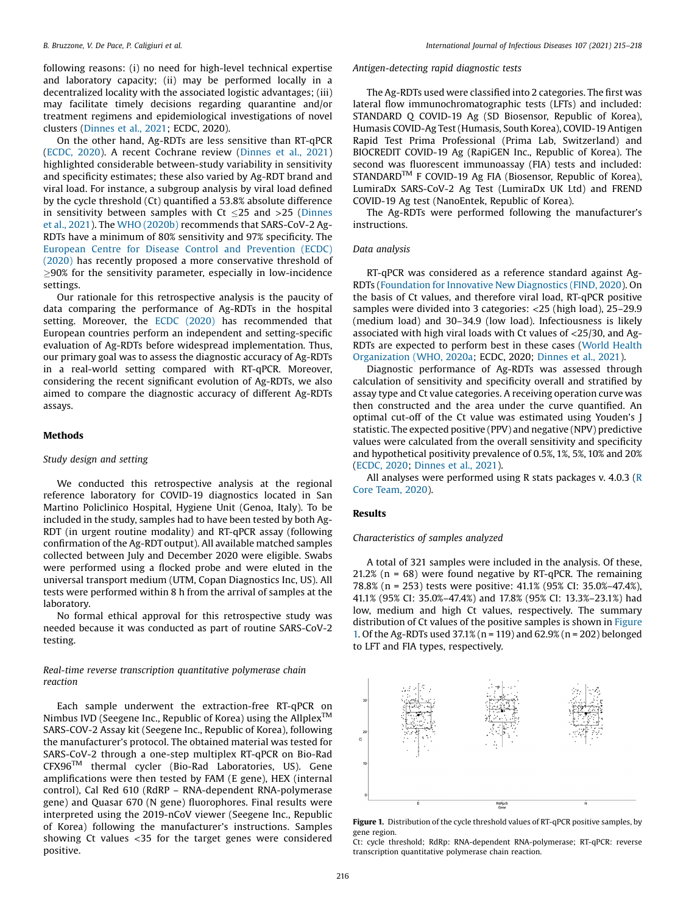following reasons: (i) no need for high-level technical expertise and laboratory capacity; (ii) may be performed locally in a decentralized locality with the associated logistic advantages; (iii) may facilitate timely decisions regarding quarantine and/or treatment regimens and epidemiological investigations of novel clusters (Dinnes et al., 2021; ECDC, 2020).

On the other hand, Ag-RDTs are less sensitive than RT-qPCR (ECDC, 2020). A recent Cochrane review (Dinnes et al., 2021) highlighted considerable between-study variability in sensitivity and specificity estimates; these also varied by Ag-RDT brand and viral load. For instance, a subgroup analysis by viral load defined by the cycle threshold (Ct) quantified a 53.8% absolute difference in sensitivity between samples with Ct $\leq$25 and >25 (Dinnes et al., 2021). The WHO (2020b) recommends that SARS-CoV-2 Ag-RDTs have a minimum of 80% sensitivity and 97% specificity. The European Centre for Disease Control and Prevention (ECDC) (2020) has recently proposed a more conservative threshold of $\geq$90% for the sensitivity parameter, especially in low-incidence settings.

Our rationale for this retrospective analysis is the paucity of data comparing the performance of Ag-RDTs in the hospital setting. Moreover, the ECDC (2020) has recommended that European countries perform an independent and setting-specific evaluation of Ag-RDTs before widespread implementation. Thus, our primary goal was to assess the diagnostic accuracy of Ag-RDTs in a real-world setting compared with RT-qPCR. Moreover, considering the recent significant evolution of Ag-RDTs, we also aimed to compare the diagnostic accuracy of different Ag-RDTs assays.

## Methods

### Study design and setting

We conducted this retrospective analysis at the regional reference laboratory for COVID-19 diagnostics located in San Martino Policlinico Hospital, Hygiene Unit (Genoa, Italy). To be included in the study, samples had to have been tested by both Ag-RDT (in urgent routine modality) and RT-qPCR assay (following confirmation of the Ag-RDT output). All available matched samples collected between July and December 2020 were eligible. Swabs were performed using a flocked probe and were eluted in the universal transport medium (UTM, Copan Diagnostics Inc, US). All tests were performed within 8 h from the arrival of samples at the laboratory.

No formal ethical approval for this retrospective study was needed because it was conducted as part of routine SARS-CoV-2 testing.

### Real-time reverse transcription quantitative polymerase chain reaction

Each sample underwent the extraction-free RT-qPCR on Nimbus IVD (Seegene Inc., Republic of Korea) using the Allplex™ SARS-COV-2 Assay kit (Seegene Inc., Republic of Korea), following the manufacturer's protocol. The obtained material was tested for SARS-CoV-2 through a one-step multiplex RT-qPCR on Bio-Rad CFX96™ thermal cycler (Bio-Rad Laboratories, US). Gene amplifications were then tested by FAM (E gene), HEX (internal control), Cal Red 610 (RdRP – RNA-dependent RNA-polymerase gene) and Quasar 670 (N gene) fluorophores. Final results were interpreted using the 2019-nCoV viewer (Seegene Inc., Republic of Korea) following the manufacturer's instructions. Samples showing Ct values <35 for the target genes were considered positive.

### Antigen-detecting rapid diagnostic tests

The Ag-RDTs used were classified into 2 categories. The first was lateral flow immunochromatographic tests (LFTs) and included: STANDARD Q COVID-19 Ag (SD Biosensor, Republic of Korea), Humasis COVID-Ag Test (Humasis, South Korea), COVID-19 Antigen Rapid Test Prima Professional (Prima Lab, Switzerland) and BIOCREDIT COVID-19 Ag (RapiGEN Inc., Republic of Korea). The second was fluorescent immunoassay (FIA) tests and included: STANDARD™ F COVID-19 Ag FIA (Biosensor, Republic of Korea), LumiraDx SARS-CoV-2 Ag Test (LumiraDx UK Ltd) and FREND COVID-19 Ag test (NanoEntek, Republic of Korea).

The Ag-RDTs were performed following the manufacturer's instructions.

### Data analysis

RT-qPCR was considered as a reference standard against Ag-RDTs (Foundation for Innovative New Diagnostics (FIND, 2020). On the basis of Ct values, and therefore viral load, RT-qPCR positive samples were divided into 3 categories: <25 (high load), 25–29.9 (medium load) and 30–34.9 (low load). Infectiousness is likely associated with high viral loads with Ct values of <25/30, and Ag-RDTs are expected to perform best in these cases (World Health Organization (WHO, 2020a; ECDC, 2020; Dinnes et al., 2021).

Diagnostic performance of Ag-RDTs was assessed through calculation of sensitivity and specificity overall and stratified by assay type and Ct value categories. A receiving operation curve was then constructed and the area under the curve quantified. An optimal cut-off of the Ct value was estimated using Youden's J statistic. The expected positive (PPV) and negative (NPV) predictive values were calculated from the overall sensitivity and specificity and hypothetical positivity prevalence of 0.5%, 1%, 5%, 10% and 20% (ECDC, 2020; Dinnes et al., 2021).

All analyses were performed using R stats packages v. 4.0.3 (R Core Team, 2020).

## Results

### Characteristics of samples analyzed

A total of 321 samples were included in the analysis. Of these, 21.2% (n = 68) were found negative by RT-qPCR. The remaining 78.8% (n = 253) tests were positive: 41.1% (95% CI: 35.0%–47.4%), 41.1% (95% CI: 35.0%–47.4%) and 17.8% (95% CI: 13.3%–23.1%) had low, medium and high Ct values, respectively. The summary distribution of Ct values of the positive samples is shown in Figure 1. Of the Ag-RDTs used 37.1% (n = 119) and 62.9% (n = 202) belonged to LFT and FIA types, respectively.

**Figure 1.** Distribution of the cycle threshold values of RT-qPCR positive samples, by gene region.
Ct: cycle threshold; RdRp: RNA-dependent RNA-polymerase; RT-qPCR: reverse transcription quantitative polymerase chain reaction.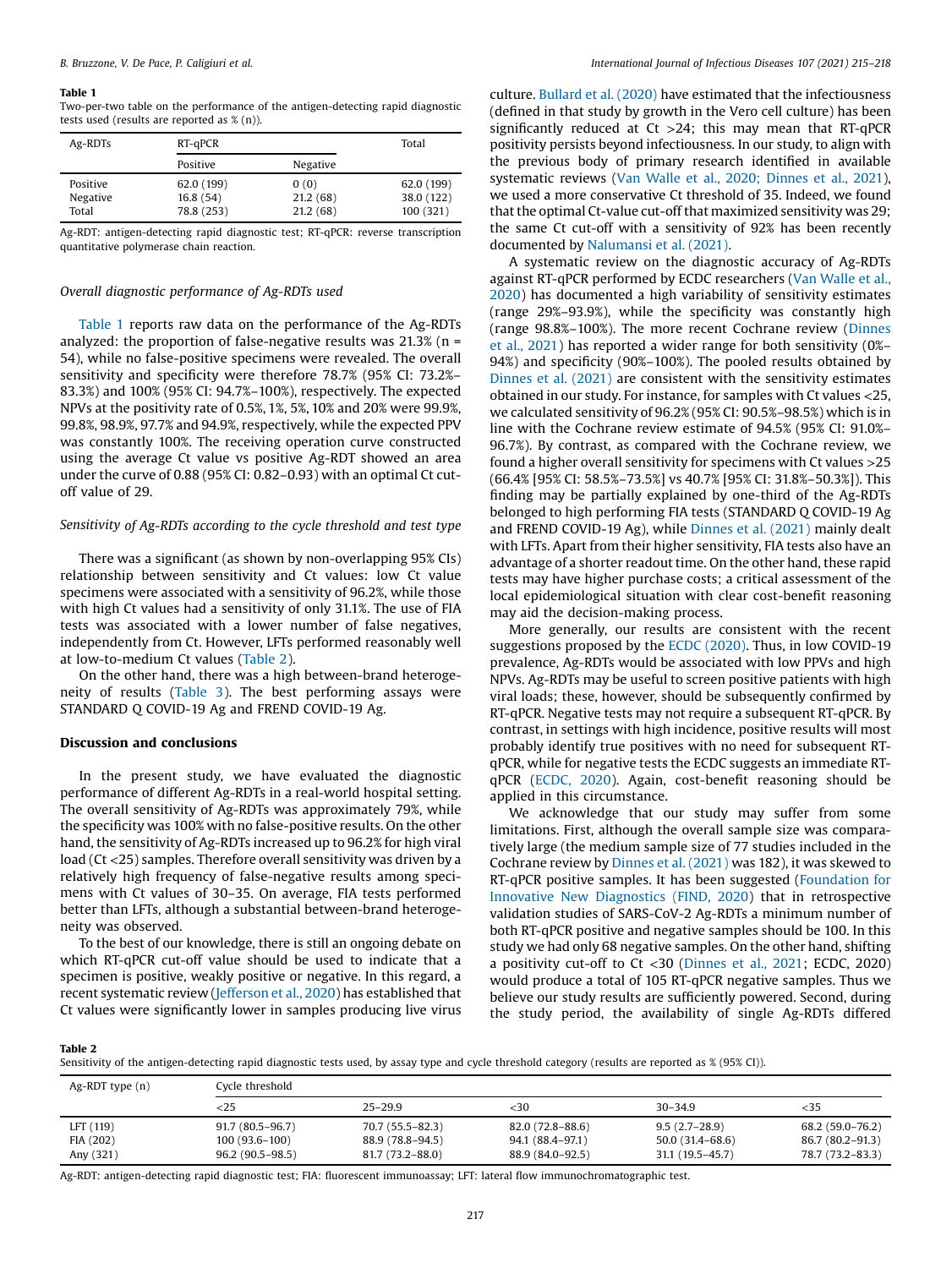**Table 1**
Two-per-two table on the performance of the antigen-detecting rapid diagnostic tests used (results are reported as % (n)).

| Ag-RDTs | RT-qPCR | | Total |
|---|---|---|---|
| | Positive | Negative | |
| Positive | 62.0 (199) | 0 (0) | 62.0 (199) |
| Negative | 16.8 (54) | 21.2 (68) | 38.0 (122) |
| Total | 78.8 (253) | 21.2 (68) | 100 (321) |

Ag-RDT: antigen-detecting rapid diagnostic test; RT-qPCR: reverse transcription quantitative polymerase chain reaction.

### *Overall diagnostic performance of Ag-RDTs used*

Table 1 reports raw data on the performance of the Ag-RDTs analyzed: the proportion of false-negative results was 21.3% (n = 54), while no false-positive specimens were revealed. The overall sensitivity and specificity were therefore 78.7% (95% CI: 73.2%–83.3%) and 100% (95% CI: 94.7%–100%), respectively. The expected NPVs at the positivity rate of 0.5%, 1%, 5%, 10% and 20% were 99.9%, 99.8%, 98.9%, 97.7% and 94.9%, respectively, while the expected PPV was constantly 100%. The receiving operation curve constructed using the average Ct value vs positive Ag-RDT showed an area under the curve of 0.88 (95% CI: 0.82–0.93) with an optimal Ct cut-off value of 29.

### *Sensitivity of Ag-RDTs according to the cycle threshold and test type*

There was a significant (as shown by non-overlapping 95% CIs) relationship between sensitivity and Ct values: low Ct value specimens were associated with a sensitivity of 96.2%, while those with high Ct values had a sensitivity of only 31.1%. The use of FIA tests was associated with a lower number of false negatives, independently from Ct. However, LFTs performed reasonably well at low-to-medium Ct values (Table 2).

On the other hand, there was a high between-brand heterogeneity of results (Table 3). The best performing assays were STANDARD Q COVID-19 Ag and FREND COVID-19 Ag.

## Discussion and conclusions

In the present study, we have evaluated the diagnostic performance of different Ag-RDTs in a real-world hospital setting. The overall sensitivity of Ag-RDTs was approximately 79%, while the specificity was 100% with no false-positive results. On the other hand, the sensitivity of Ag-RDTs increased up to 96.2% for high viral load (Ct <25) samples. Therefore overall sensitivity was driven by a relatively high frequency of false-negative results among specimens with Ct values of 30–35. On average, FIA tests performed better than LFTs, although a substantial between-brand heterogeneity was observed.

To the best of our knowledge, there is still an ongoing debate on which RT-qPCR cut-off value should be used to indicate that a specimen is positive, weakly positive or negative. In this regard, a recent systematic review (Jefferson et al., 2020) has established that Ct values were significantly lower in samples producing live virus culture. Bullard et al. (2020) have estimated that the infectiousness (defined in that study by growth in the Vero cell culture) has been significantly reduced at Ct >24; this may mean that RT-qPCR positivity persists beyond infectiousness. In our study, to align with the previous body of primary research identified in available systematic reviews (Van Walle et al., 2020; Dinnes et al., 2021), we used a more conservative Ct threshold of 35. Indeed, we found that the optimal Ct-value cut-off that maximized sensitivity was 29; the same Ct cut-off with a sensitivity of 92% has been recently documented by Nalumansi et al. (2021).

A systematic review on the diagnostic accuracy of Ag-RDTs against RT-qPCR performed by ECDC researchers (Van Walle et al., 2020) has documented a high variability of sensitivity estimates (range 29%–93.9%), while the specificity was constantly high (range 98.8%–100%). The more recent Cochrane review (Dinnes et al., 2021) has reported a wider range for both sensitivity (0%–94%) and specificity (90%–100%). The pooled results obtained by Dinnes et al. (2021) are consistent with the sensitivity estimates obtained in our study. For instance, for samples with Ct values <25, we calculated sensitivity of 96.2% (95% CI: 90.5%–98.5%) which is in line with the Cochrane review estimate of 94.5% (95% CI: 91.0%–96.7%). By contrast, as compared with the Cochrane review, we found a higher overall sensitivity for specimens with Ct values >25 (66.4% [95% CI: 58.5%–73.5%] vs 40.7% [95% CI: 31.8%–50.3%]). This finding may be partially explained by one-third of the Ag-RDTs belonged to high performing FIA tests (STANDARD Q COVID-19 Ag and FREND COVID-19 Ag), while Dinnes et al. (2021) mainly dealt with LFTs. Apart from their higher sensitivity, FIA tests also have an advantage of a shorter readout time. On the other hand, these rapid tests may have higher purchase costs; a critical assessment of the local epidemiological situation with clear cost-benefit reasoning may aid the decision-making process.

More generally, our results are consistent with the recent suggestions proposed by the ECDC (2020). Thus, in low COVID-19 prevalence, Ag-RDTs would be associated with low PPVs and high NPVs. Ag-RDTs may be useful to screen positive patients with high viral loads; these, however, should be subsequently confirmed by RT-qPCR. Negative tests may not require a subsequent RT-qPCR. By contrast, in settings with high incidence, positive results will most probably identify true positives with no need for subsequent RT-qPCR, while for negative tests the ECDC suggests an immediate RT-qPCR (ECDC, 2020). Again, cost-benefit reasoning should be applied in this circumstance.

We acknowledge that our study may suffer from some limitations. First, although the overall sample size was comparatively large (the medium sample size of 77 studies included in the Cochrane review by Dinnes et al. (2021) was 182), it was skewed to RT-qPCR positive samples. It has been suggested (Foundation for Innovative New Diagnostics (FIND, 2020) that in retrospective validation studies of SARS-CoV-2 Ag-RDTs a minimum number of both RT-qPCR positive and negative samples should be 100. In this study we had only 68 negative samples. On the other hand, shifting a positivity cut-off to Ct <30 (Dinnes et al., 2021; ECDC, 2020) would produce a total of 105 RT-qPCR negative samples. Thus we believe our study results are sufficiently powered. Second, during the study period, the availability of single Ag-RDTs differed

**Table 2**
Sensitivity of the antigen-detecting rapid diagnostic tests used, by assay type and cycle threshold category (results are reported as % (95% CI)).

| Ag-RDT type (n) | Cycle threshold | | | | |
|---|---|---|---|---|---|
| | <25 | 25–29.9 | <30 | 30–34.9 | <35 |
| LFT (119) | 91.7 (80.5–96.7) | 70.7 (55.5–82.3) | 82.0 (72.8–88.6) | 9.5 (2.7–28.9) | 68.2 (59.0–76.2) |
| FIA (202) | 100 (93.6–100) | 88.9 (78.8–94.5) | 94.1 (88.4–97.1) | 50.0 (31.4–68.6) | 86.7 (80.2–91.3) |
| Any (321) | 96.2 (90.5–98.5) | 81.7 (73.2–88.0) | 88.9 (84.0–92.5) | 31.1 (19.5–45.7) | 78.7 (73.2–83.3) |

Ag-RDT: antigen-detecting rapid diagnostic test; FIA: fluorescent immunoassay; LFT: lateral flow immunochromatographic test.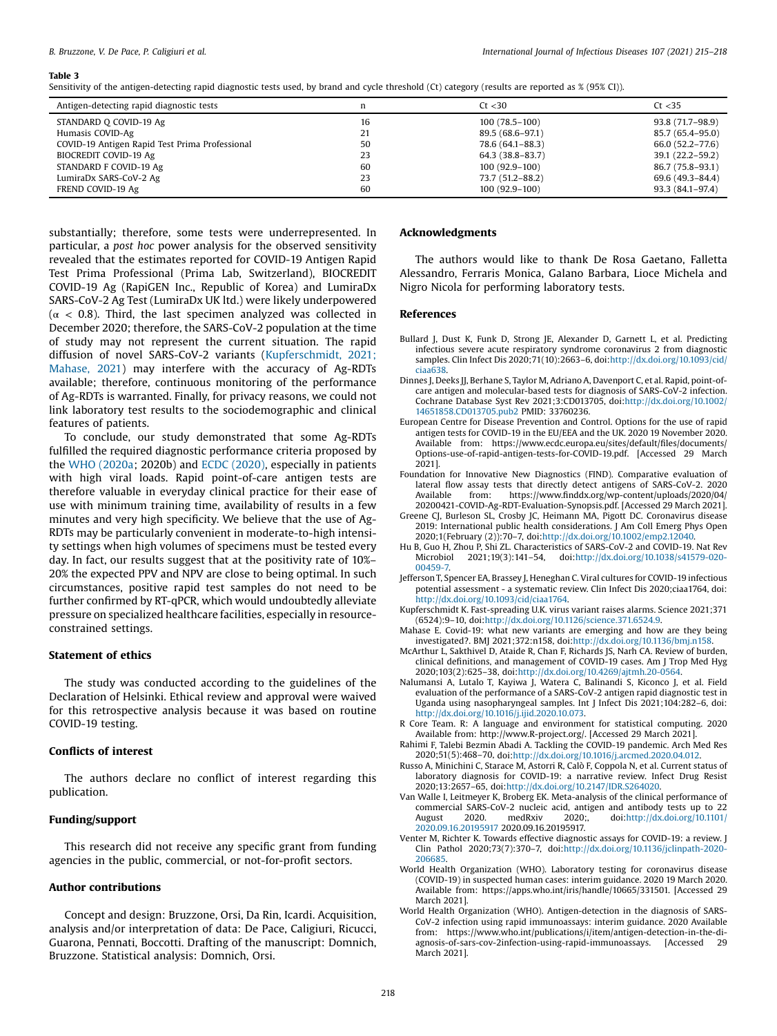**Table 3**
Sensitivity of the antigen-detecting rapid diagnostic tests used, by brand and cycle threshold (Ct) category (results are reported as % (95% CI)).

| Antigen-detecting rapid diagnostic tests | n | Ct <30 | Ct <35 |
|---|---|---|---|
| STANDARD Q COVID-19 Ag | 16 | 100 (78.5–100) | 93.8 (71.7–98.9) |
| Humasis COVID-Ag | 21 | 89.5 (68.6–97.1) | 85.7 (65.4–95.0) |
| COVID-19 Antigen Rapid Test Prima Professional | 50 | 78.6 (64.1–88.3) | 66.0 (52.2–77.6) |
| BIOCREDIT COVID-19 Ag | 23 | 64.3 (38.8–83.7) | 39.1 (22.2–59.2) |
| STANDARD F COVID-19 Ag | 60 | 100 (92.9–100) | 86.7 (75.8–93.1) |
| LumiraDx SARS-CoV-2 Ag | 23 | 73.7 (51.2–88.2) | 69.6 (49.3–84.4) |
| FREND COVID-19 Ag | 60 | 100 (92.9–100) | 93.3 (84.1–97.4) |

substantially; therefore, some tests were underrepresented. In particular, a *post hoc* power analysis for the observed sensitivity revealed that the estimates reported for COVID-19 Antigen Rapid Test Prima Professional (Prima Lab, Switzerland), BIOCREDIT COVID-19 Ag (RapiGEN Inc., Republic of Korea) and LumiraDx SARS-CoV-2 Ag Test (LumiraDx UK ltd.) were likely underpowered ($\alpha < 0.8$). Third, the last specimen analyzed was collected in December 2020; therefore, the SARS-CoV-2 population at the time of study may not represent the current situation. The rapid diffusion of novel SARS-CoV-2 variants (Kupferschmidt, 2021; Mahase, 2021) may interfere with the accuracy of Ag-RDTs available; therefore, continuous monitoring of the performance of Ag-RDTs is warranted. Finally, for privacy reasons, we could not link laboratory test results to the sociodemographic and clinical features of patients.

To conclude, our study demonstrated that some Ag-RDTs fulfilled the required diagnostic performance criteria proposed by the WHO (2020a; 2020b) and ECDC (2020), especially in patients with high viral loads. Rapid point-of-care antigen tests are therefore valuable in everyday clinical practice for their ease of use with minimum training time, availability of results in a few minutes and very high specificity. We believe that the use of Ag-RDTs may be particularly convenient in moderate-to-high intensity settings when high volumes of specimens must be tested every day. In fact, our results suggest that at the positivity rate of 10%–20% the expected PPV and NPV are close to being optimal. In such circumstances, positive rapid test samples do not need to be further confirmed by RT-qPCR, which would undoubtedly alleviate pressure on specialized healthcare facilities, especially in resource-constrained settings.

## Statement of ethics

The study was conducted according to the guidelines of the Declaration of Helsinki. Ethical review and approval were waived for this retrospective analysis because it was based on routine COVID-19 testing.

## Conflicts of interest

The authors declare no conflict of interest regarding this publication.

## Funding/support

This research did not receive any specific grant from funding agencies in the public, commercial, or not-for-profit sectors.

## Author contributions

Concept and design: Bruzzone, Orsi, Da Rin, Icardi. Acquisition, analysis and/or interpretation of data: De Pace, Caligiuri, Ricucci, Guarona, Pennati, Boccotti. Drafting of the manuscript: Domnich, Bruzzone. Statistical analysis: Domnich, Orsi.

## Acknowledgments

The authors would like to thank De Rosa Gaetano, Falletta Alessandro, Ferraris Monica, Galano Barbara, Lioce Michela and Nigro Nicola for performing laboratory tests.

## References

Bullard J, Dust K, Funk D, Strong JE, Alexander D, Garnett L, et al. Predicting infectious severe acute respiratory syndrome coronavirus 2 from diagnostic samples. Clin Infect Dis 2020;71(10):2663–6, doi:http://dx.doi.org/10.1093/cid/ciaa638.

Dinnes J, Deeks JJ, Berhane S, Taylor M, Adriano A, Davenport C, et al. Rapid, point-of-care antigen and molecular-based tests for diagnosis of SARS-CoV-2 infection. Cochrane Database Syst Rev 2021;3:CD013705, doi:http://dx.doi.org/10.1002/14651858.CD013705.pub2 PMID: 33760236.

European Centre for Disease Prevention and Control. Options for the use of rapid antigen tests for COVID-19 in the EU/EEA and the UK. 2020 19 November 2020. Available from: https://www.ecdc.europa.eu/sites/default/files/documents/Options-use-of-rapid-antigen-tests-for-COVID-19.pdf. [Accessed 29 March 2021].

Foundation for Innovative New Diagnostics (FIND). Comparative evaluation of lateral flow assay tests that directly detect antigens of SARS-CoV-2. 2020 Available from: https://www.finddx.org/wp-content/uploads/2020/04/20200421-COVID-Ag-RDT-Evaluation-Synopsis.pdf. [Accessed 29 March 2021].

Greene CJ, Burleson SL, Crosby JC, Heimann MA, Pigott DC. Coronavirus disease 2019: International public health considerations. J Am Coll Emerg Phys Open 2020;1(February (2)):70–7, doi:http://dx.doi.org/10.1002/emp2.12040.

Hu B, Guo H, Zhou P, Shi ZL. Characteristics of SARS-CoV-2 and COVID-19. Nat Rev Microbiol 2021;19(3):141–54, doi:http://dx.doi.org/10.1038/s41579-020-00459-7.

Jefferson T, Spencer EA, Brassey J, Heneghan C. Viral cultures for COVID-19 infectious potential assessment - a systematic review. Clin Infect Dis 2020;ciaa1764, doi:http://dx.doi.org/10.1093/cid/ciaa1764.

Kupferschmidt K. Fast-spreading U.K. virus variant raises alarms. Science 2021;371 (6524):9–10, doi:http://dx.doi.org/10.1126/science.371.6524.9.

Mahase E. Covid-19: what new variants are emerging and how are they being investigated?. BMJ 2021;372:n158, doi:http://dx.doi.org/10.1136/bmj.n158.

McArthur L, Sakthivel D, Ataide R, Chan F, Richards JS, Narh CA. Review of burden, clinical definitions, and management of COVID-19 cases. Am J Trop Med Hyg 2020;103(2):625–38, doi:http://dx.doi.org/10.4269/ajtmh.20-0564.

Nalumansi A, Lutalo T, Kayiwa J, Watera C, Balinandi S, Kiconco J, et al. Field evaluation of the performance of a SARS-CoV-2 antigen rapid diagnostic test in Uganda using nasopharyngeal samples. Int J Infect Dis 2021;104:282–6, doi:http://dx.doi.org/10.1016/j.ijid.2020.10.073.

R Core Team. R: A language and environment for statistical computing. 2020 Available from: http://www.R-project.org/. [Accessed 29 March 2021].

Rahimi F, Talebi Bezmin Abadi A. Tackling the COVID-19 pandemic. Arch Med Res 2020;51(5):468–70, doi:http://dx.doi.org/10.1016/j.arcmed.2020.04.012.

Russo A, Minichini C, Starace M, Astorri R, Calò F, Coppola N, et al. Current status of laboratory diagnosis for COVID-19: a narrative review. Infect Drug Resist 2020;13:2657–65, doi:http://dx.doi.org/10.2147/IDR.S264020.

Van Walle I, Leitmeyer K, Broberg EK. Meta-analysis of the clinical performance of commercial SARS-CoV-2 nucleic acid, antigen and antibody tests up to 22 August 2020. medRxiv 2020;, doi:http://dx.doi.org/10.1101/2020.09.16.20195917 2020.09.16.20195917.

Venter M, Richter K. Towards effective diagnostic assays for COVID-19: a review. J Clin Pathol 2020;73(7):370–7, doi:http://dx.doi.org/10.1136/jclinpath-2020-206685.

World Health Organization (WHO). Laboratory testing for coronavirus disease (COVID-19) in suspected human cases: interim guidance. 2020 19 March 2020. Available from: https://apps.who.int/iris/handle/10665/331501. [Accessed 29 March 2021].

World Health Organization (WHO). Antigen-detection in the diagnosis of SARS-CoV-2 infection using rapid immunoassays: interim guidance. 2020 Available from: https://www.who.int/publications/i/item/antigen-detection-in-the-diagnosis-of-sars-cov-2infection-using-rapid-immunoassays. [Accessed 29 March 2021].